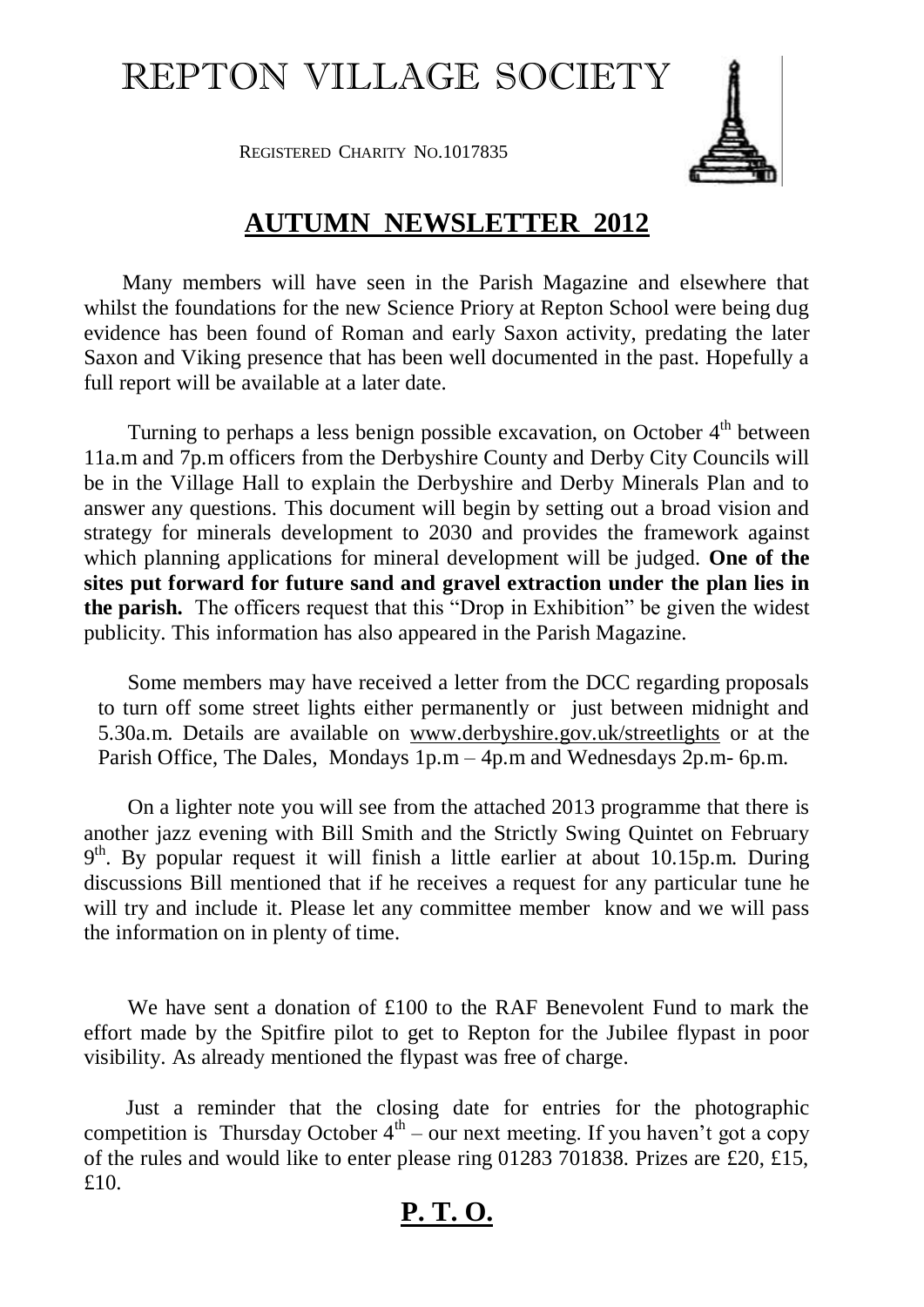# REPTON VILLAGE SOCIETY

REGISTERED CHARITY NO.1017835

## AUTUMN NEWSLETTER 2012

Many members will have seen in the Parish Magazine and elsewhere that whilst the foundations for the new Science Priory at Repton School were being dug evidence has been found of Roman and early Saxon activity, predating the later Saxon and Viking presence that has been well documented in the past. Hopefully a full report will be available at a later date.

Turning to perhaps a less benign possible excavation, on October 4th between 11a.m and 7p.m officers from the Derbyshire County and Derby City Councils will be in the Village Hall to explain the Derbyshire and Derby Minerals Plan and to answer any questions. This document will begin by setting out a broad vision and strategy for minerals development to 2030 and provides the framework against which planning applications for mineral development will be judged. **One of the sites put forward for future sand and gravel extraction under the plan lies in the parish.** The officers request that this "Drop in Exhibition" be given the widest publicity. This information has also appeared in the Parish Magazine.

Some members may have received a letter from the DCC regarding proposals to turn off some street lights either permanently or just between midnight and 5.30a.m. Details are available on www.derbyshire.gov.uk/streetlights or at the Parish Office, The Dales, Mondays 1p.m – 4p.m and Wednesdays 2p.m- 6p.m.

On a lighter note you will see from the attached 2013 programme that there is another jazz evening with Bill Smith and the Strictly Swing Quintet on February 9th. By popular request it will finish a little earlier at about 10.15p.m. During discussions Bill mentioned that if he receives a request for any particular tune he will try and include it. Please let any committee member know and we will pass the information on in plenty of time.

We have sent a donation of £100 to the RAF Benevolent Fund to mark the effort made by the Spitfire pilot to get to Repton for the Jubilee flypast in poor visibility. As already mentioned the flypast was free of charge.

Just a reminder that the closing date for entries for the photographic competition is Thursday October 4th – our next meeting. If you haven't got a copy of the rules and would like to enter please ring 01283 701838. Prizes are £20, £15, £10.

**P. T. O.**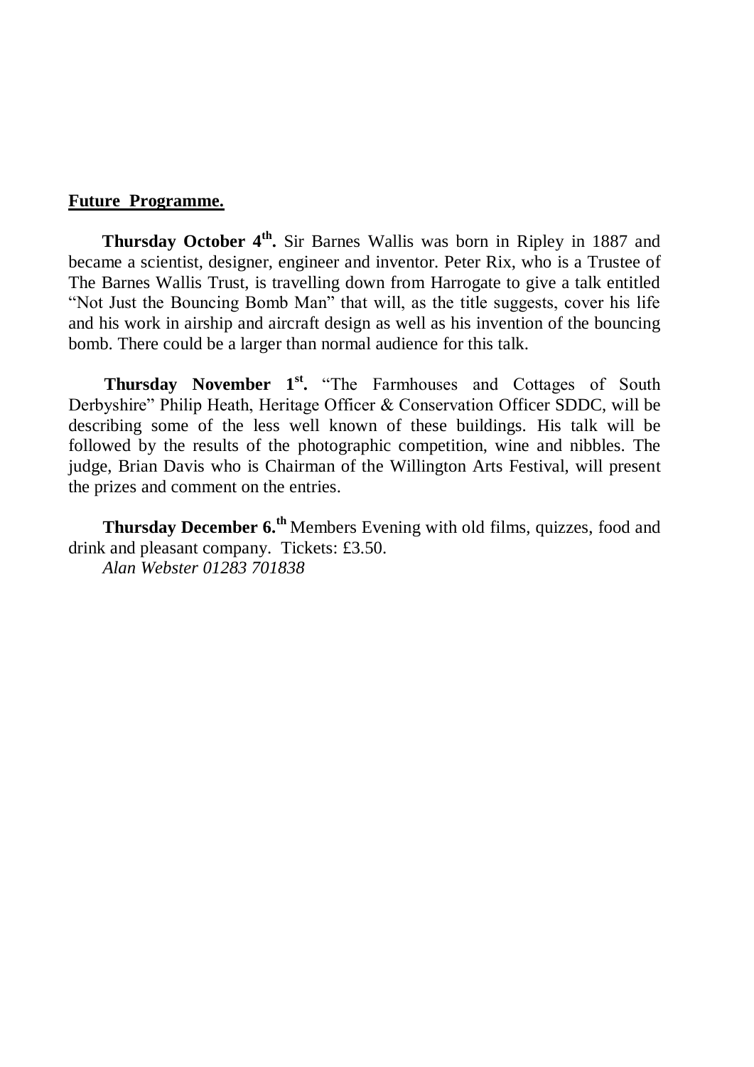**Future Programme.**

**Thursday October 4th.** Sir Barnes Wallis was born in Ripley in 1887 and became a scientist, designer, engineer and inventor. Peter Rix, who is a Trustee of The Barnes Wallis Trust, is travelling down from Harrogate to give a talk entitled "Not Just the Bouncing Bomb Man" that will, as the title suggests, cover his life and his work in airship and aircraft design as well as his invention of the bouncing bomb. There could be a larger than normal audience for this talk.

**Thursday November 1st.** "The Farmhouses and Cottages of South Derbyshire" Philip Heath, Heritage Officer & Conservation Officer SDDC, will be describing some of the less well known of these buildings. His talk will be followed by the results of the photographic competition, wine and nibbles. The judge, Brian Davis who is Chairman of the Willington Arts Festival, will present the prizes and comment on the entries.

**Thursday December 6.th** Members Evening with old films, quizzes, food and drink and pleasant company. Tickets: £3.50.

*Alan Webster 01283 701838*